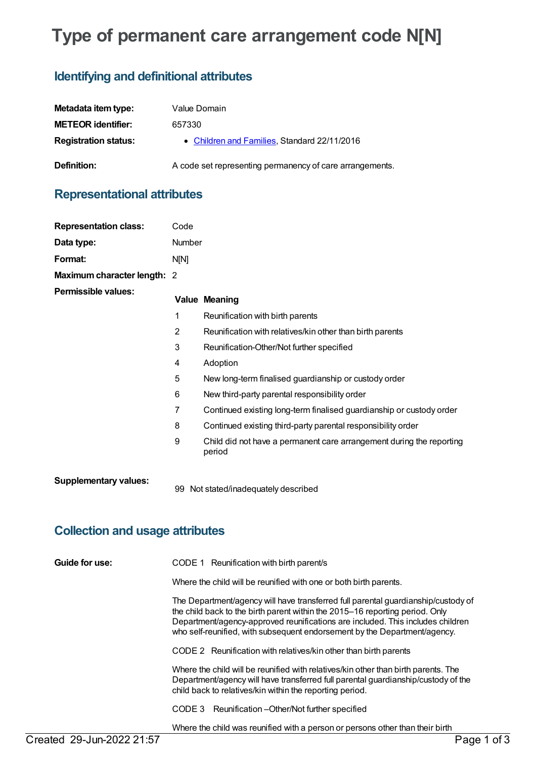# Type of permanent care arrangement code N[N]

## Identifying and definitional attributes

| | |
|---|---|
| **Metadata item type:** | Value Domain |
| **METEOR identifier:** | 657330 |
| **Registration status:** | • Children and Families, Standard 22/11/2016 |
| **Definition:** | A code set representing permanency of care arrangements. |

## Representational attributes

| | |
|---|---|
| **Representation class:** | Code |
| **Data type:** | Number |
| **Format:** | N[N] |
| **Maximum character length:** | 2 |

**Permissible values:**

| Value | Meaning |
|---|---|
| 1 | Reunification with birth parents |
| 2 | Reunification with relatives/kin other than birth parents |
| 3 | Reunification-Other/Not further specified |
| 4 | Adoption |
| 5 | New long-term finalised guardianship or custody order |
| 6 | New third-party parental responsibility order |
| 7 | Continued existing long-term finalised guardianship or custody order |
| 8 | Continued existing third-party parental responsibility order |
| 9 | Child did not have a permanent care arrangement during the reporting period |

**Supplementary values:**

| Value | Meaning |
|---|---|
| 99 | Not stated/inadequately described |

## Collection and usage attributes

**Guide for use:**

CODE 1 Reunification with birth parent/s

Where the child will be reunified with one or both birth parents.

The Department/agency will have transferred full parental guardianship/custody of the child back to the birth parent within the 2015–16 reporting period. Only Department/agency-approved reunifications are included. This includes children who self-reunified, with subsequent endorsement by the Department/agency.

CODE 2 Reunification with relatives/kin other than birth parents

Where the child will be reunified with relatives/kin other than birth parents. The Department/agency will have transferred full parental guardianship/custody of the child back to relatives/kin within the reporting period.

CODE 3 Reunification –Other/Not further specified

Where the child was reunified with a person or persons other than their birth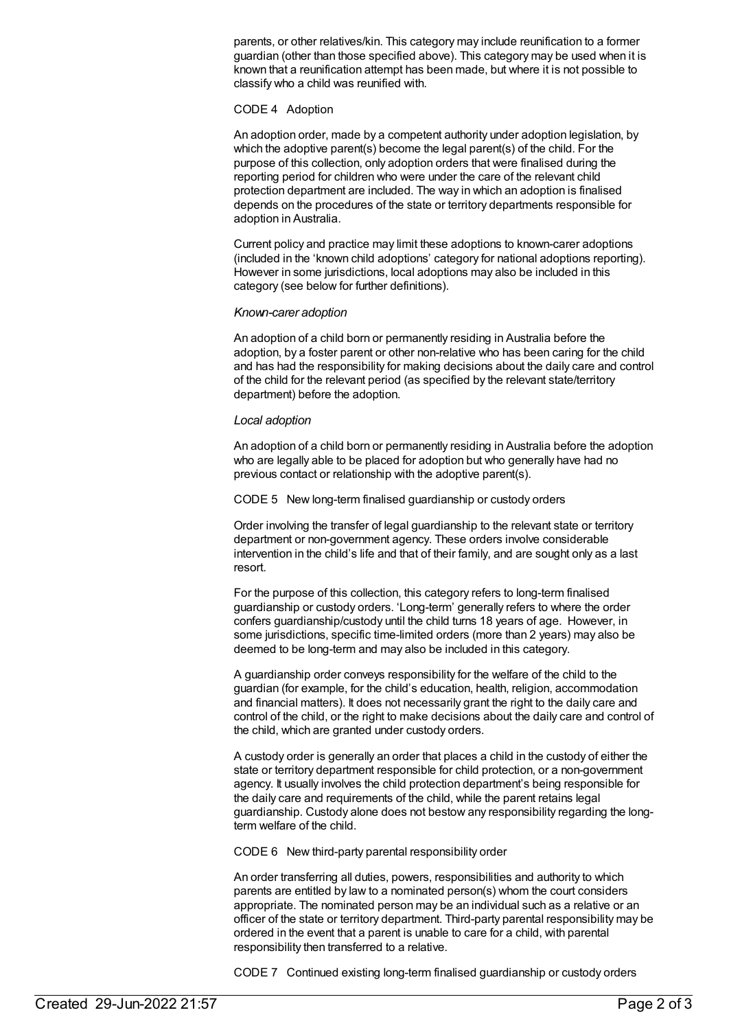parents, or other relatives/kin. This category may include reunification to a former guardian (other than those specified above). This category may be used when it is known that a reunification attempt has been made, but where it is not possible to classify who a child was reunified with.

CODE 4 Adoption

An adoption order, made by a competent authority under adoption legislation, by which the adoptive parent(s) become the legal parent(s) of the child. For the purpose of this collection, only adoption orders that were finalised during the reporting period for children who were under the care of the relevant child protection department are included. The way in which an adoption is finalised depends on the procedures of the state or territory departments responsible for adoption in Australia.

Current policy and practice may limit these adoptions to known-carer adoptions (included in the 'known child adoptions' category for national adoptions reporting). However in some jurisdictions, local adoptions may also be included in this category (see below for further definitions).

*Known-carer adoption*

An adoption of a child born or permanently residing in Australia before the adoption, by a foster parent or other non-relative who has been caring for the child and has had the responsibility for making decisions about the daily care and control of the child for the relevant period (as specified by the relevant state/territory department) before the adoption.

*Local adoption*

An adoption of a child born or permanently residing in Australia before the adoption who are legally able to be placed for adoption but who generally have had no previous contact or relationship with the adoptive parent(s).

CODE 5 New long-term finalised guardianship or custody orders

Order involving the transfer of legal guardianship to the relevant state or territory department or non-government agency. These orders involve considerable intervention in the child's life and that of their family, and are sought only as a last resort.

For the purpose of this collection, this category refers to long-term finalised guardianship or custody orders. 'Long-term' generally refers to where the order confers guardianship/custody until the child turns 18 years of age. However, in some jurisdictions, specific time-limited orders (more than 2 years) may also be deemed to be long-term and may also be included in this category.

A guardianship order conveys responsibility for the welfare of the child to the guardian (for example, for the child's education, health, religion, accommodation and financial matters). It does not necessarily grant the right to the daily care and control of the child, or the right to make decisions about the daily care and control of the child, which are granted under custody orders.

A custody order is generally an order that places a child in the custody of either the state or territory department responsible for child protection, or a non-government agency. It usually involves the child protection department's being responsible for the daily care and requirements of the child, while the parent retains legal guardianship. Custody alone does not bestow any responsibility regarding the long-term welfare of the child.

CODE 6 New third-party parental responsibility order

An order transferring all duties, powers, responsibilities and authority to which parents are entitled by law to a nominated person(s) whom the court considers appropriate. The nominated person may be an individual such as a relative or an officer of the state or territory department. Third-party parental responsibility may be ordered in the event that a parent is unable to care for a child, with parental responsibility then transferred to a relative.

CODE 7 Continued existing long-term finalised guardianship or custody orders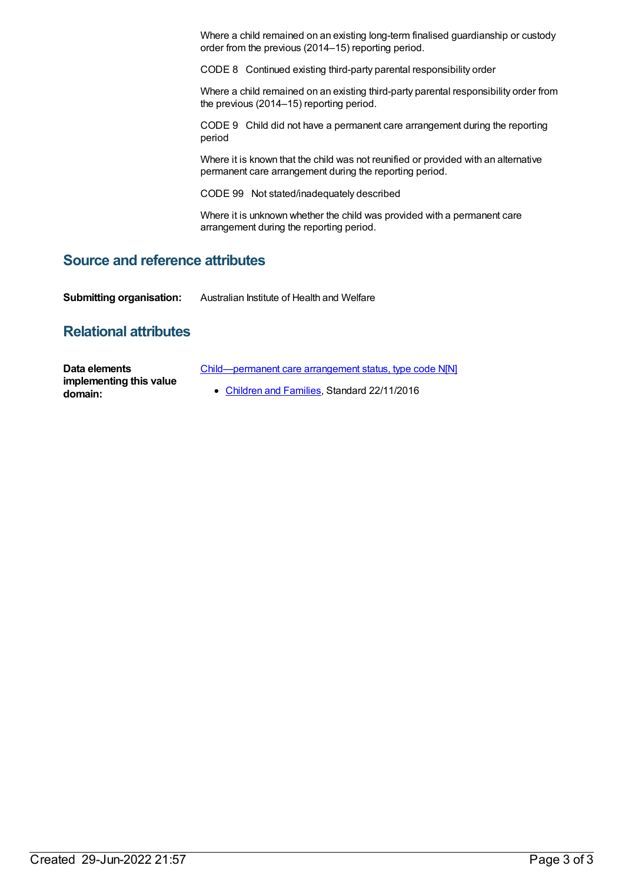Where a child remained on an existing long-term finalised guardianship or custody order from the previous (2014–15) reporting period.

CODE 8 Continued existing third-party parental responsibility order

Where a child remained on an existing third-party parental responsibility order from the previous (2014–15) reporting period.

CODE 9 Child did not have a permanent care arrangement during the reporting period

Where it is known that the child was not reunified or provided with an alternative permanent care arrangement during the reporting period.

CODE 99 Not stated/inadequately described

Where it is unknown whether the child was provided with a permanent care arrangement during the reporting period.

## Source and reference attributes

**Submitting organisation:** Australian Institute of Health and Welfare

## Relational attributes

**Data elements implementing this value domain:** Child—permanent care arrangement status, type code N[N]

- Children and Families, Standard 22/11/2016